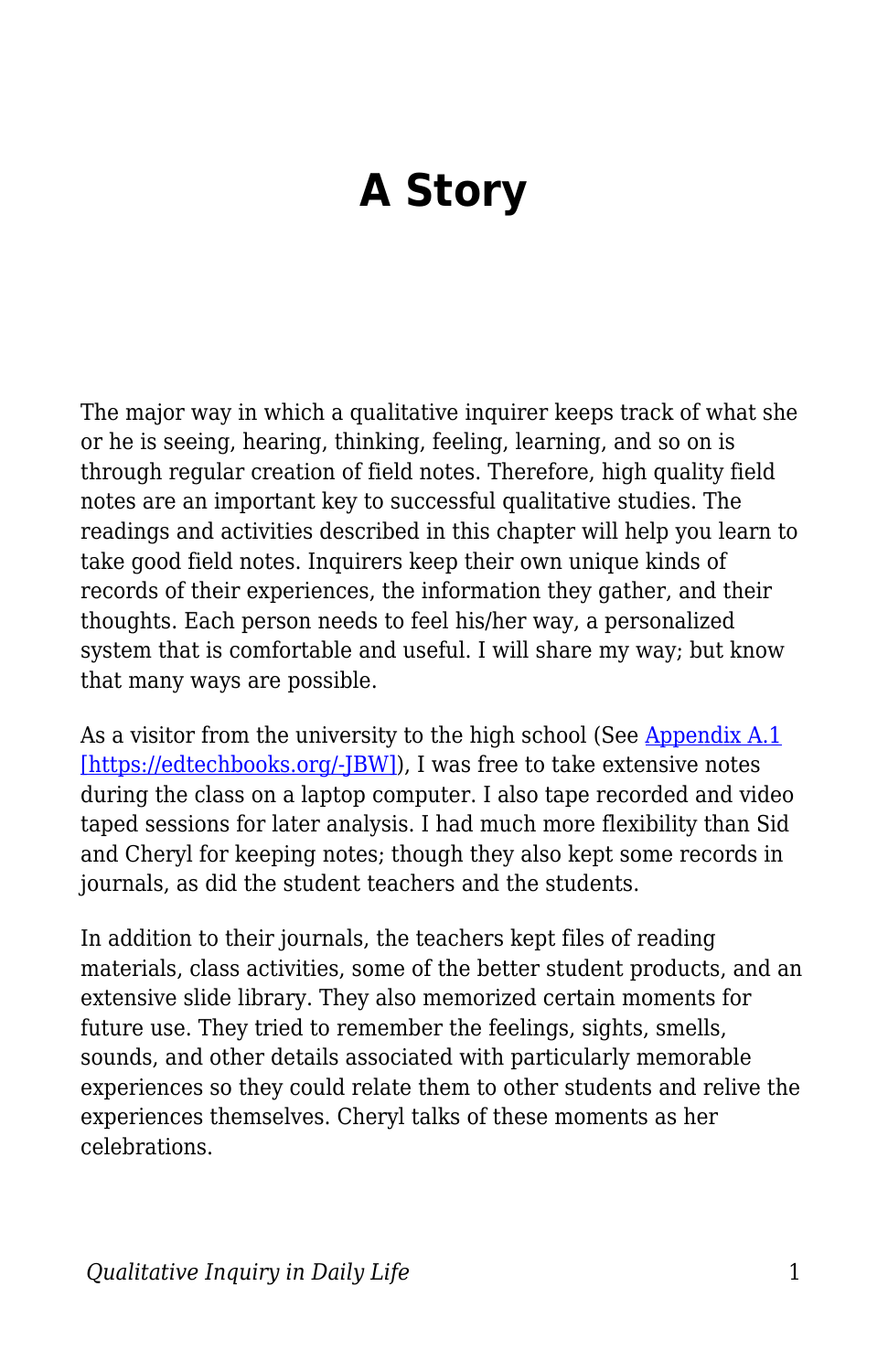# A Story

The major way in which a qualitative inquirer keeps track of what she or he is seeing, hearing, thinking, feeling, learning, and so on is through regular creation of field notes. Therefore, high quality field notes are an important key to successful qualitative studies. The readings and activities described in this chapter will help you learn to take good field notes. Inquirers keep their own unique kinds of records of their experiences, the information they gather, and their thoughts. Each person needs to feel his/her way, a personalized system that is comfortable and useful. I will share my way; but know that many ways are possible.

As a visitor from the university to the high school (See [Appendix A.1 [https://edtechbooks.org/-JBW]](https://edtechbooks.org/-JBW)), I was free to take extensive notes during the class on a laptop computer. I also tape recorded and video taped sessions for later analysis. I had much more flexibility than Sid and Cheryl for keeping notes; though they also kept some records in journals, as did the student teachers and the students.

In addition to their journals, the teachers kept files of reading materials, class activities, some of the better student products, and an extensive slide library. They also memorized certain moments for future use. They tried to remember the feelings, sights, smells, sounds, and other details associated with particularly memorable experiences so they could relate them to other students and relive the experiences themselves. Cheryl talks of these moments as her celebrations.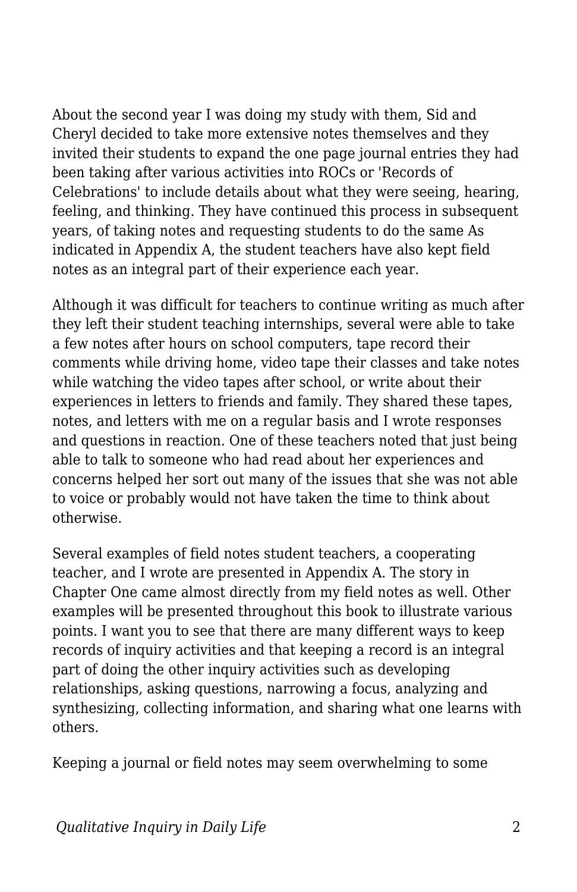About the second year I was doing my study with them, Sid and Cheryl decided to take more extensive notes themselves and they invited their students to expand the one page journal entries they had been taking after various activities into ROCs or 'Records of Celebrations' to include details about what they were seeing, hearing, feeling, and thinking. They have continued this process in subsequent years, of taking notes and requesting students to do the same As indicated in Appendix A, the student teachers have also kept field notes as an integral part of their experience each year.

Although it was difficult for teachers to continue writing as much after they left their student teaching internships, several were able to take a few notes after hours on school computers, tape record their comments while driving home, video tape their classes and take notes while watching the video tapes after school, or write about their experiences in letters to friends and family. They shared these tapes, notes, and letters with me on a regular basis and I wrote responses and questions in reaction. One of these teachers noted that just being able to talk to someone who had read about her experiences and concerns helped her sort out many of the issues that she was not able to voice or probably would not have taken the time to think about otherwise.

Several examples of field notes student teachers, a cooperating teacher, and I wrote are presented in Appendix A. The story in Chapter One came almost directly from my field notes as well. Other examples will be presented throughout this book to illustrate various points. I want you to see that there are many different ways to keep records of inquiry activities and that keeping a record is an integral part of doing the other inquiry activities such as developing relationships, asking questions, narrowing a focus, analyzing and synthesizing, collecting information, and sharing what one learns with others.

Keeping a journal or field notes may seem overwhelming to some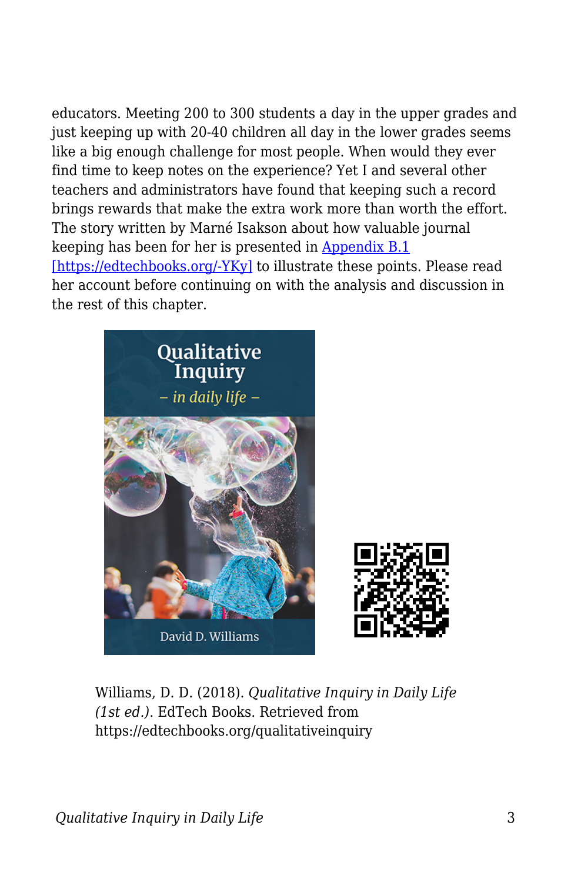educators. Meeting 200 to 300 students a day in the upper grades and just keeping up with 20-40 children all day in the lower grades seems like a big enough challenge for most people. When would they ever find time to keep notes on the experience? Yet I and several other teachers and administrators have found that keeping such a record brings rewards that make the extra work more than worth the effort. The story written by Marné Isakson about how valuable journal keeping has been for her is presented in [Appendix B.1](https://edtechbooks.org/-YKy) [https://edtechbooks.org/-YKy] to illustrate these points. Please read her account before continuing on with the analysis and discussion in the rest of this chapter.

Williams, D. D. (2018). *Qualitative Inquiry in Daily Life (1st ed.)*. EdTech Books. Retrieved from https://edtechbooks.org/qualitativeinquiry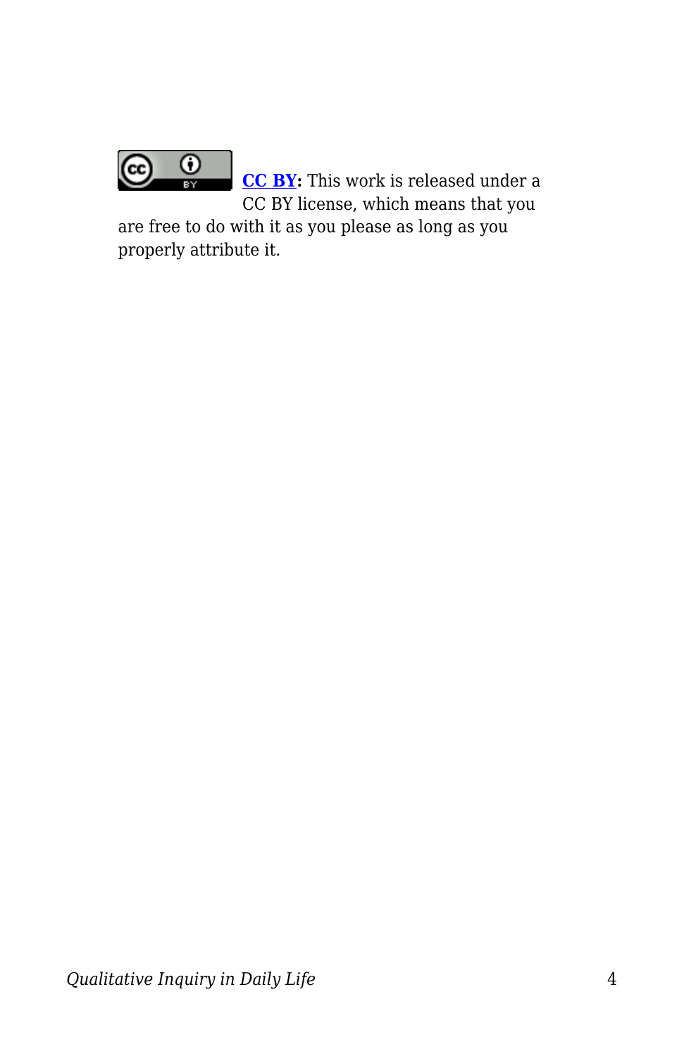**CC BY**: This work is released under a CC BY license, which means that you are free to do with it as you please as long as you properly attribute it.